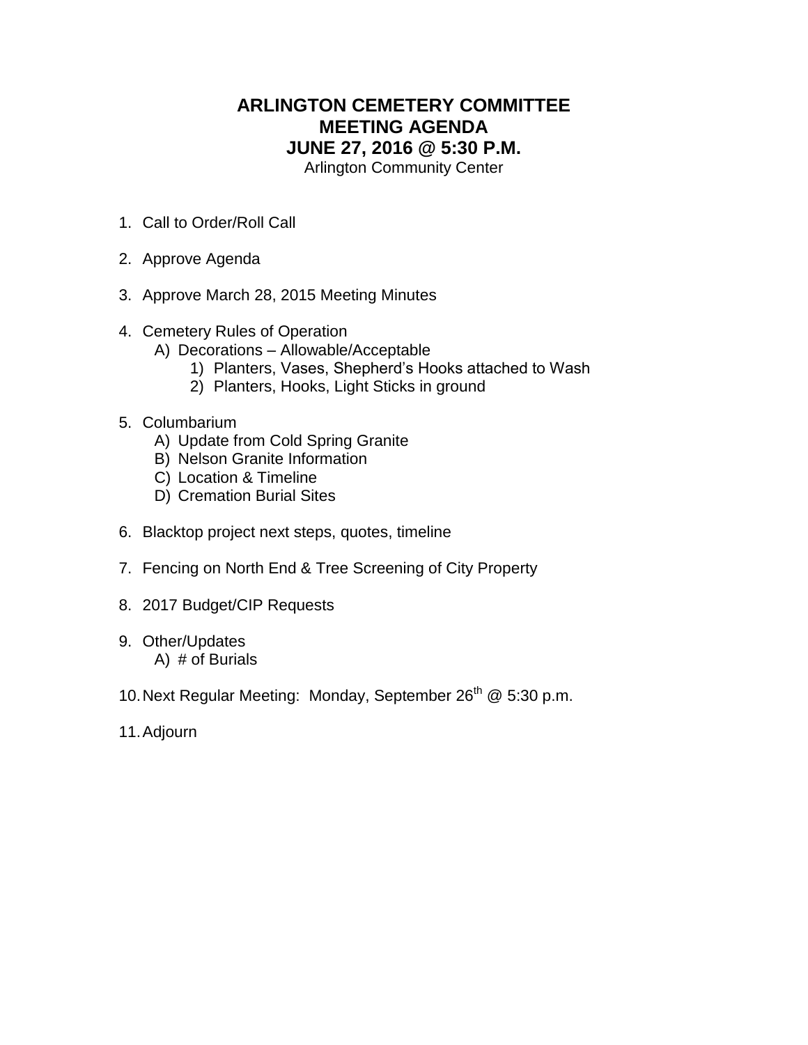# ARLINGTON CEMETERY COMMITTEE
# MEETING AGENDA
# JUNE 27, 2016 @ 5:30 P.M.

Arlington Community Center

1. Call to Order/Roll Call

2. Approve Agenda

3. Approve March 28, 2015 Meeting Minutes

4. Cemetery Rules of Operation
   - A) Decorations – Allowable/Acceptable
     - 1) Planters, Vases, Shepherd's Hooks attached to Wash
     - 2) Planters, Hooks, Light Sticks in ground

5. Columbarium
   - A) Update from Cold Spring Granite
   - B) Nelson Granite Information
   - C) Location & Timeline
   - D) Cremation Burial Sites

6. Blacktop project next steps, quotes, timeline

7. Fencing on North End & Tree Screening of City Property

8. 2017 Budget/CIP Requests

9. Other/Updates
   - A) # of Burials

10. Next Regular Meeting: Monday, September 26th @ 5:30 p.m.

11. Adjourn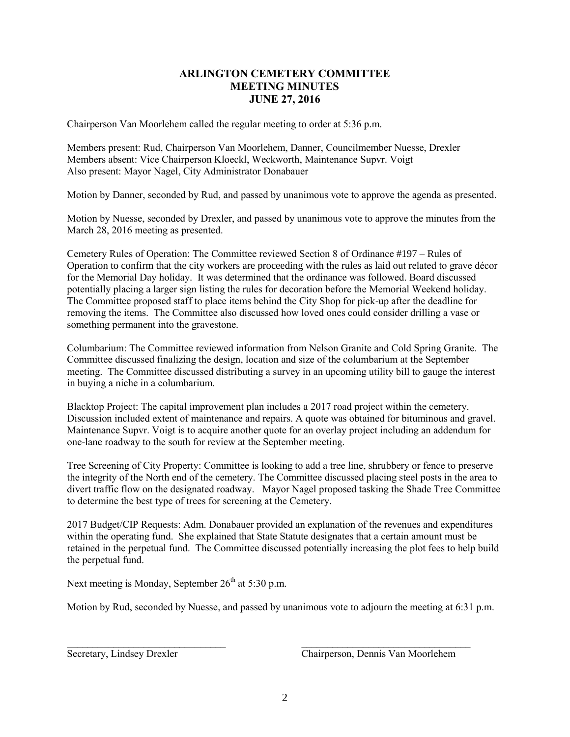# ARLINGTON CEMETERY COMMITTEE
# MEETING MINUTES
# JUNE 27, 2016

Chairperson Van Moorlehem called the regular meeting to order at 5:36 p.m.

Members present: Rud, Chairperson Van Moorlehem, Danner, Councilmember Nuesse, Drexler
Members absent: Vice Chairperson Kloeckl, Weckworth, Maintenance Supvr. Voigt
Also present: Mayor Nagel, City Administrator Donabauer

Motion by Danner, seconded by Rud, and passed by unanimous vote to approve the agenda as presented.

Motion by Nuesse, seconded by Drexler, and passed by unanimous vote to approve the minutes from the March 28, 2016 meeting as presented.

Cemetery Rules of Operation: The Committee reviewed Section 8 of Ordinance #197 – Rules of Operation to confirm that the city workers are proceeding with the rules as laid out related to grave décor for the Memorial Day holiday. It was determined that the ordinance was followed. Board discussed potentially placing a larger sign listing the rules for decoration before the Memorial Weekend holiday. The Committee proposed staff to place items behind the City Shop for pick-up after the deadline for removing the items. The Committee also discussed how loved ones could consider drilling a vase or something permanent into the gravestone.

Columbarium: The Committee reviewed information from Nelson Granite and Cold Spring Granite. The Committee discussed finalizing the design, location and size of the columbarium at the September meeting. The Committee discussed distributing a survey in an upcoming utility bill to gauge the interest in buying a niche in a columbarium.

Blacktop Project: The capital improvement plan includes a 2017 road project within the cemetery. Discussion included extent of maintenance and repairs. A quote was obtained for bituminous and gravel. Maintenance Supvr. Voigt is to acquire another quote for an overlay project including an addendum for one-lane roadway to the south for review at the September meeting.

Tree Screening of City Property: Committee is looking to add a tree line, shrubbery or fence to preserve the integrity of the North end of the cemetery. The Committee discussed placing steel posts in the area to divert traffic flow on the designated roadway. Mayor Nagel proposed tasking the Shade Tree Committee to determine the best type of trees for screening at the Cemetery.

2017 Budget/CIP Requests: Adm. Donabauer provided an explanation of the revenues and expenditures within the operating fund. She explained that State Statute designates that a certain amount must be retained in the perpetual fund. The Committee discussed potentially increasing the plot fees to help build the perpetual fund.

Next meeting is Monday, September 26th at 5:30 p.m.

Motion by Rud, seconded by Nuesse, and passed by unanimous vote to adjourn the meeting at 6:31 p.m.

\_\_\_\_\_\_\_\_\_\_\_\_\_\_\_\_\_\_\_\_\_\_\_\_\_\_\_\_\_\_\_\_
Secretary, Lindsey Drexler

\_\_\_\_\_\_\_\_\_\_\_\_\_\_\_\_\_\_\_\_\_\_\_\_\_\_\_\_\_\_\_\_
Chairperson, Dennis Van Moorlehem